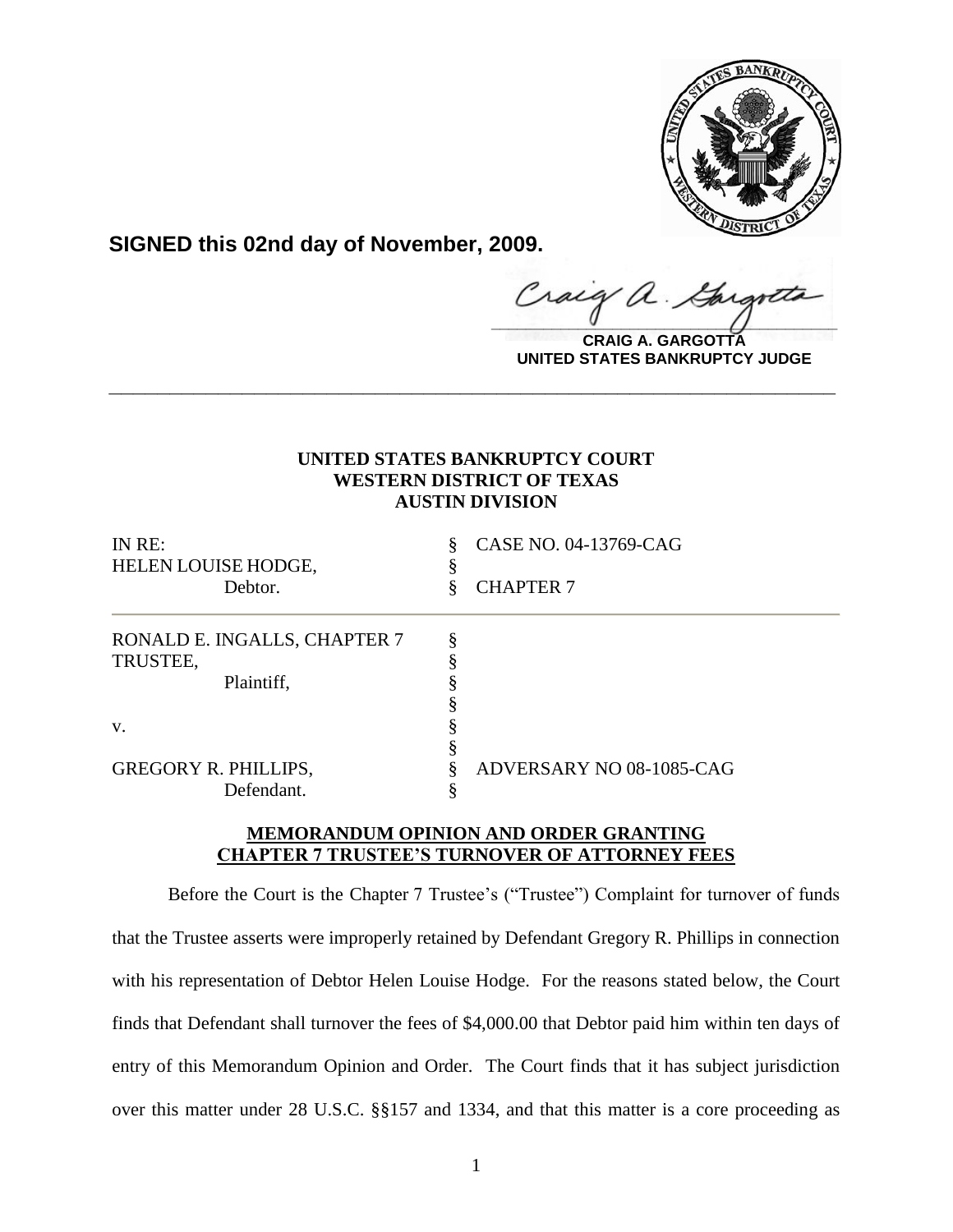**SIGNED this 02nd day of November, 2009.**

**CRAIG A. GARGOTTA**
**UNITED STATES BANKRUPTCY JUDGE**

---

**UNITED STATES BANKRUPTCY COURT**
**WESTERN DISTRICT OF TEXAS**
**AUSTIN DIVISION**

| | | |
|---|---|---|
| IN RE: | § | CASE NO. 04-13769-CAG |
| HELEN LOUISE HODGE, | § | |
| Debtor. | § | CHAPTER 7 |

| | | |
|---|---|---|
| RONALD E. INGALLS, CHAPTER 7 | § | |
| TRUSTEE, | § | |
| Plaintiff, | § | |
| | § | |
| v. | § | |
| | § | |
| GREGORY R. PHILLIPS, | § | ADVERSARY NO 08-1085-CAG |
| Defendant. | § | |

**MEMORANDUM OPINION AND ORDER GRANTING CHAPTER 7 TRUSTEE'S TURNOVER OF ATTORNEY FEES**

Before the Court is the Chapter 7 Trustee's ("Trustee") Complaint for turnover of funds that the Trustee asserts were improperly retained by Defendant Gregory R. Phillips in connection with his representation of Debtor Helen Louise Hodge. For the reasons stated below, the Court finds that Defendant shall turnover the fees of $4,000.00 that Debtor paid him within ten days of entry of this Memorandum Opinion and Order. The Court finds that it has subject jurisdiction over this matter under 28 U.S.C. §§157 and 1334, and that this matter is a core proceeding as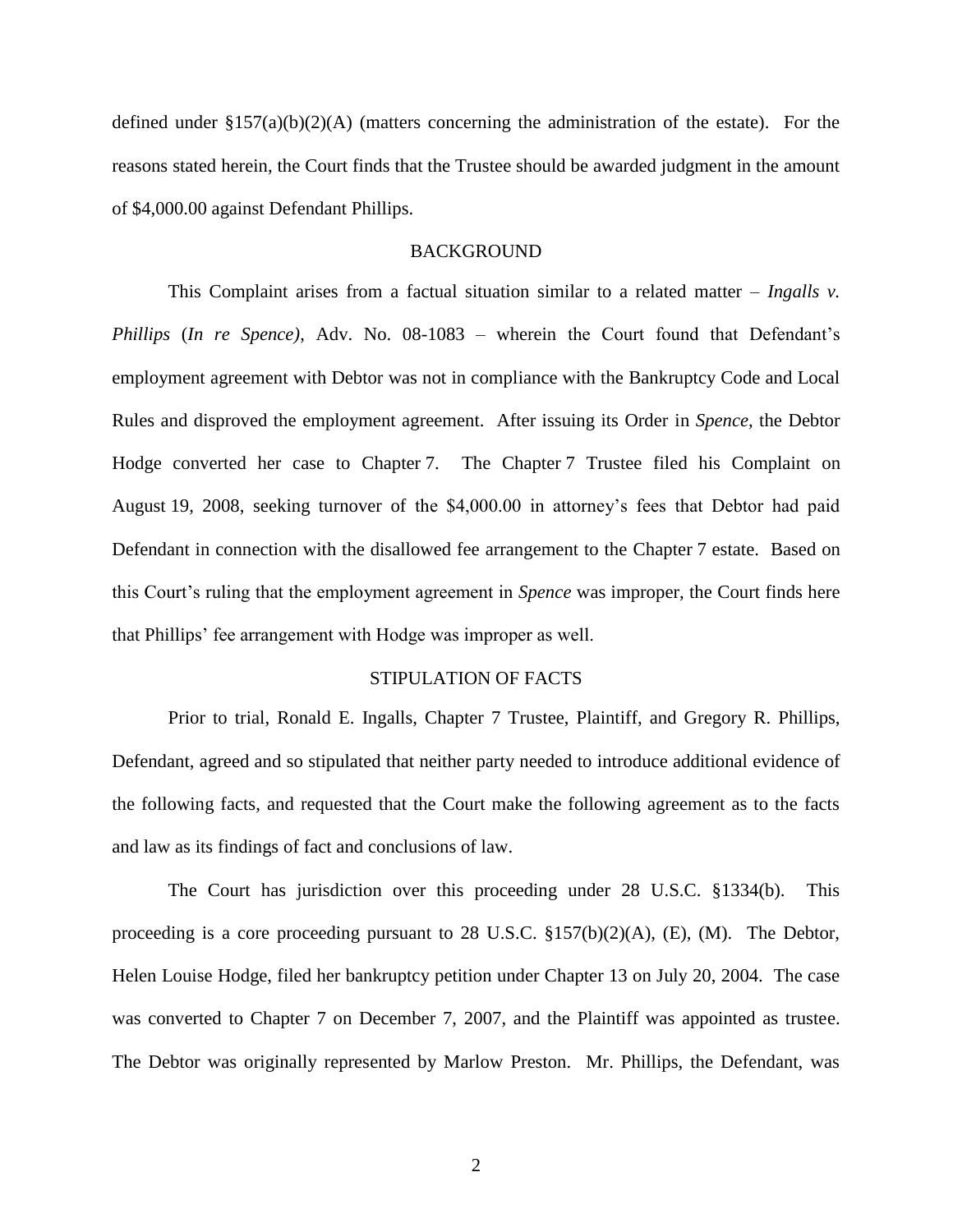defined under §157(a)(b)(2)(A) (matters concerning the administration of the estate). For the reasons stated herein, the Court finds that the Trustee should be awarded judgment in the amount of $4,000.00 against Defendant Phillips.

## BACKGROUND

This Complaint arises from a factual situation similar to a related matter – *Ingalls v. Phillips* (*In re Spence)*, Adv. No. 08-1083 – wherein the Court found that Defendant's employment agreement with Debtor was not in compliance with the Bankruptcy Code and Local Rules and disproved the employment agreement. After issuing its Order in *Spence*, the Debtor Hodge converted her case to Chapter 7. The Chapter 7 Trustee filed his Complaint on August 19, 2008, seeking turnover of the $4,000.00 in attorney's fees that Debtor had paid Defendant in connection with the disallowed fee arrangement to the Chapter 7 estate. Based on this Court's ruling that the employment agreement in *Spence* was improper, the Court finds here that Phillips' fee arrangement with Hodge was improper as well.

## STIPULATION OF FACTS

Prior to trial, Ronald E. Ingalls, Chapter 7 Trustee, Plaintiff, and Gregory R. Phillips, Defendant, agreed and so stipulated that neither party needed to introduce additional evidence of the following facts, and requested that the Court make the following agreement as to the facts and law as its findings of fact and conclusions of law.

The Court has jurisdiction over this proceeding under 28 U.S.C. §1334(b). This proceeding is a core proceeding pursuant to 28 U.S.C. §157(b)(2)(A), (E), (M). The Debtor, Helen Louise Hodge, filed her bankruptcy petition under Chapter 13 on July 20, 2004. The case was converted to Chapter 7 on December 7, 2007, and the Plaintiff was appointed as trustee. The Debtor was originally represented by Marlow Preston. Mr. Phillips, the Defendant, was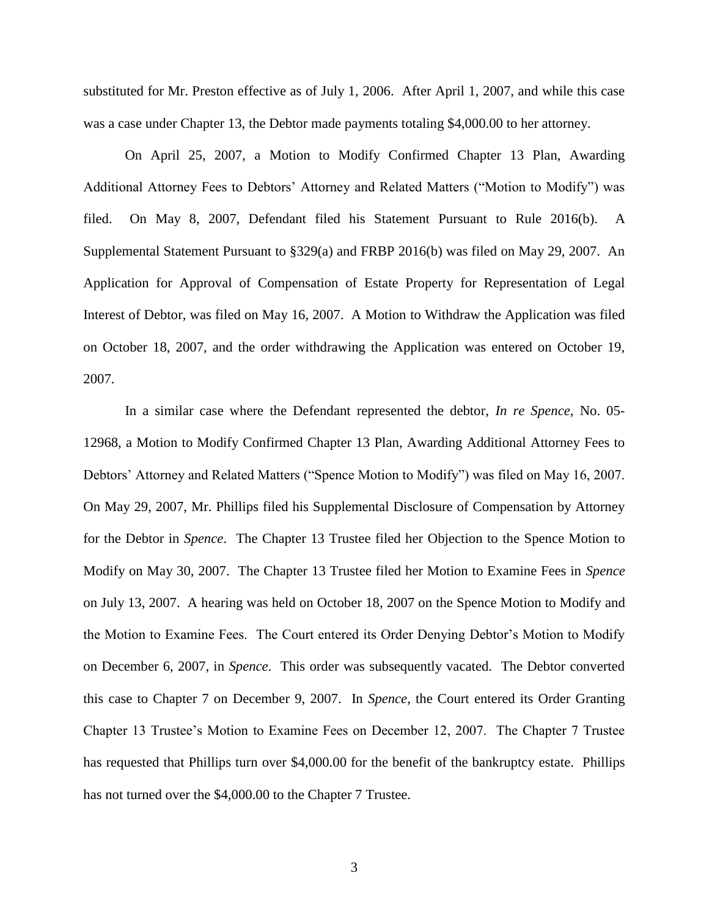substituted for Mr. Preston effective as of July 1, 2006. After April 1, 2007, and while this case was a case under Chapter 13, the Debtor made payments totaling $4,000.00 to her attorney.

On April 25, 2007, a Motion to Modify Confirmed Chapter 13 Plan, Awarding Additional Attorney Fees to Debtors' Attorney and Related Matters ("Motion to Modify") was filed. On May 8, 2007, Defendant filed his Statement Pursuant to Rule 2016(b). A Supplemental Statement Pursuant to §329(a) and FRBP 2016(b) was filed on May 29, 2007. An Application for Approval of Compensation of Estate Property for Representation of Legal Interest of Debtor, was filed on May 16, 2007. A Motion to Withdraw the Application was filed on October 18, 2007, and the order withdrawing the Application was entered on October 19, 2007.

In a similar case where the Defendant represented the debtor, *In re Spence*, No. 05-12968, a Motion to Modify Confirmed Chapter 13 Plan, Awarding Additional Attorney Fees to Debtors' Attorney and Related Matters ("Spence Motion to Modify") was filed on May 16, 2007. On May 29, 2007, Mr. Phillips filed his Supplemental Disclosure of Compensation by Attorney for the Debtor in *Spence*. The Chapter 13 Trustee filed her Objection to the Spence Motion to Modify on May 30, 2007. The Chapter 13 Trustee filed her Motion to Examine Fees in *Spence* on July 13, 2007. A hearing was held on October 18, 2007 on the Spence Motion to Modify and the Motion to Examine Fees. The Court entered its Order Denying Debtor's Motion to Modify on December 6, 2007, in *Spence*. This order was subsequently vacated. The Debtor converted this case to Chapter 7 on December 9, 2007. In *Spence*, the Court entered its Order Granting Chapter 13 Trustee's Motion to Examine Fees on December 12, 2007. The Chapter 7 Trustee has requested that Phillips turn over $4,000.00 for the benefit of the bankruptcy estate. Phillips has not turned over the $4,000.00 to the Chapter 7 Trustee.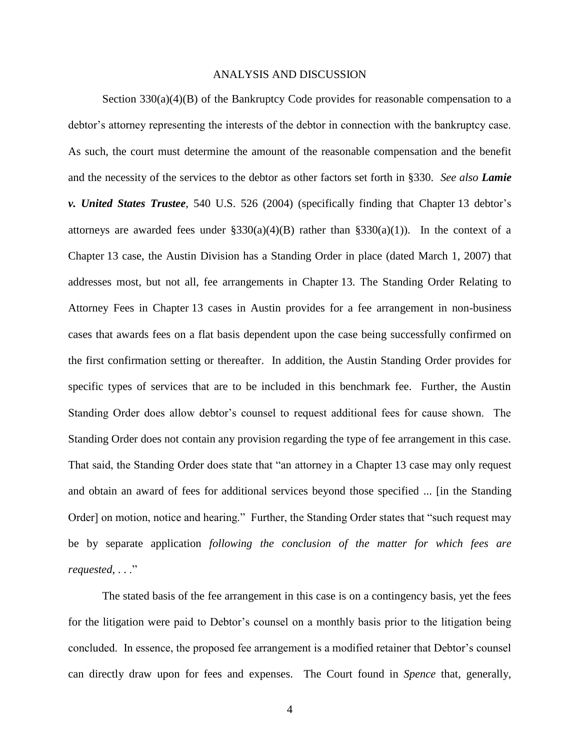## ANALYSIS AND DISCUSSION

Section 330(a)(4)(B) of the Bankruptcy Code provides for reasonable compensation to a debtor's attorney representing the interests of the debtor in connection with the bankruptcy case. As such, the court must determine the amount of the reasonable compensation and the benefit and the necessity of the services to the debtor as other factors set forth in §330. *See also* ***Lamie v. United States Trustee***, 540 U.S. 526 (2004) (specifically finding that Chapter 13 debtor's attorneys are awarded fees under §330(a)(4)(B) rather than §330(a)(1)). In the context of a Chapter 13 case, the Austin Division has a Standing Order in place (dated March 1, 2007) that addresses most, but not all, fee arrangements in Chapter 13. The Standing Order Relating to Attorney Fees in Chapter 13 cases in Austin provides for a fee arrangement in non-business cases that awards fees on a flat basis dependent upon the case being successfully confirmed on the first confirmation setting or thereafter. In addition, the Austin Standing Order provides for specific types of services that are to be included in this benchmark fee. Further, the Austin Standing Order does allow debtor's counsel to request additional fees for cause shown. The Standing Order does not contain any provision regarding the type of fee arrangement in this case. That said, the Standing Order does state that "an attorney in a Chapter 13 case may only request and obtain an award of fees for additional services beyond those specified ... [in the Standing Order] on motion, notice and hearing." Further, the Standing Order states that "such request may be by separate application *following the conclusion of the matter for which fees are requested*, . . ."

The stated basis of the fee arrangement in this case is on a contingency basis, yet the fees for the litigation were paid to Debtor's counsel on a monthly basis prior to the litigation being concluded. In essence, the proposed fee arrangement is a modified retainer that Debtor's counsel can directly draw upon for fees and expenses. The Court found in *Spence* that, generally,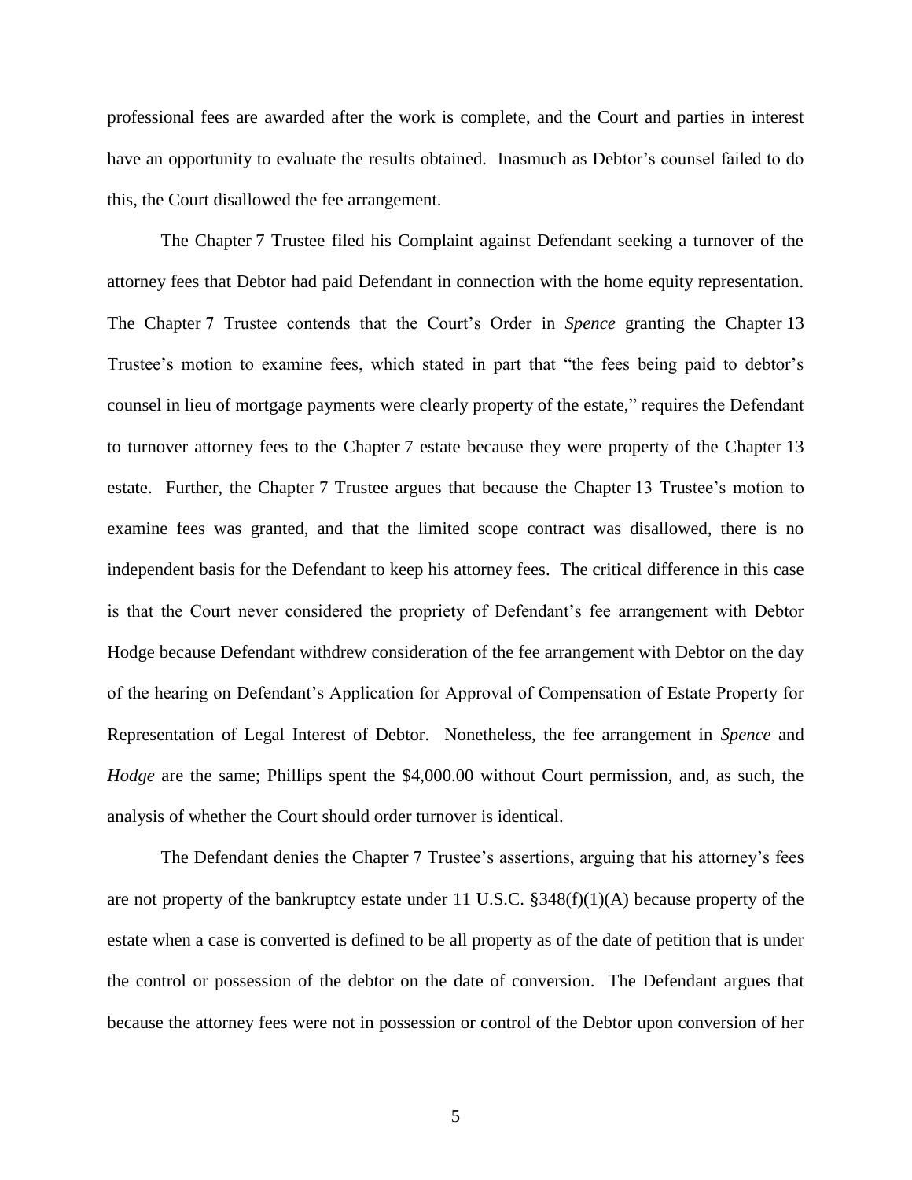professional fees are awarded after the work is complete, and the Court and parties in interest have an opportunity to evaluate the results obtained. Inasmuch as Debtor's counsel failed to do this, the Court disallowed the fee arrangement.

The Chapter 7 Trustee filed his Complaint against Defendant seeking a turnover of the attorney fees that Debtor had paid Defendant in connection with the home equity representation. The Chapter 7 Trustee contends that the Court's Order in *Spence* granting the Chapter 13 Trustee's motion to examine fees, which stated in part that "the fees being paid to debtor's counsel in lieu of mortgage payments were clearly property of the estate," requires the Defendant to turnover attorney fees to the Chapter 7 estate because they were property of the Chapter 13 estate. Further, the Chapter 7 Trustee argues that because the Chapter 13 Trustee's motion to examine fees was granted, and that the limited scope contract was disallowed, there is no independent basis for the Defendant to keep his attorney fees. The critical difference in this case is that the Court never considered the propriety of Defendant's fee arrangement with Debtor Hodge because Defendant withdrew consideration of the fee arrangement with Debtor on the day of the hearing on Defendant's Application for Approval of Compensation of Estate Property for Representation of Legal Interest of Debtor. Nonetheless, the fee arrangement in *Spence* and *Hodge* are the same; Phillips spent the $4,000.00 without Court permission, and, as such, the analysis of whether the Court should order turnover is identical.

The Defendant denies the Chapter 7 Trustee's assertions, arguing that his attorney's fees are not property of the bankruptcy estate under 11 U.S.C. §348(f)(1)(A) because property of the estate when a case is converted is defined to be all property as of the date of petition that is under the control or possession of the debtor on the date of conversion. The Defendant argues that because the attorney fees were not in possession or control of the Debtor upon conversion of her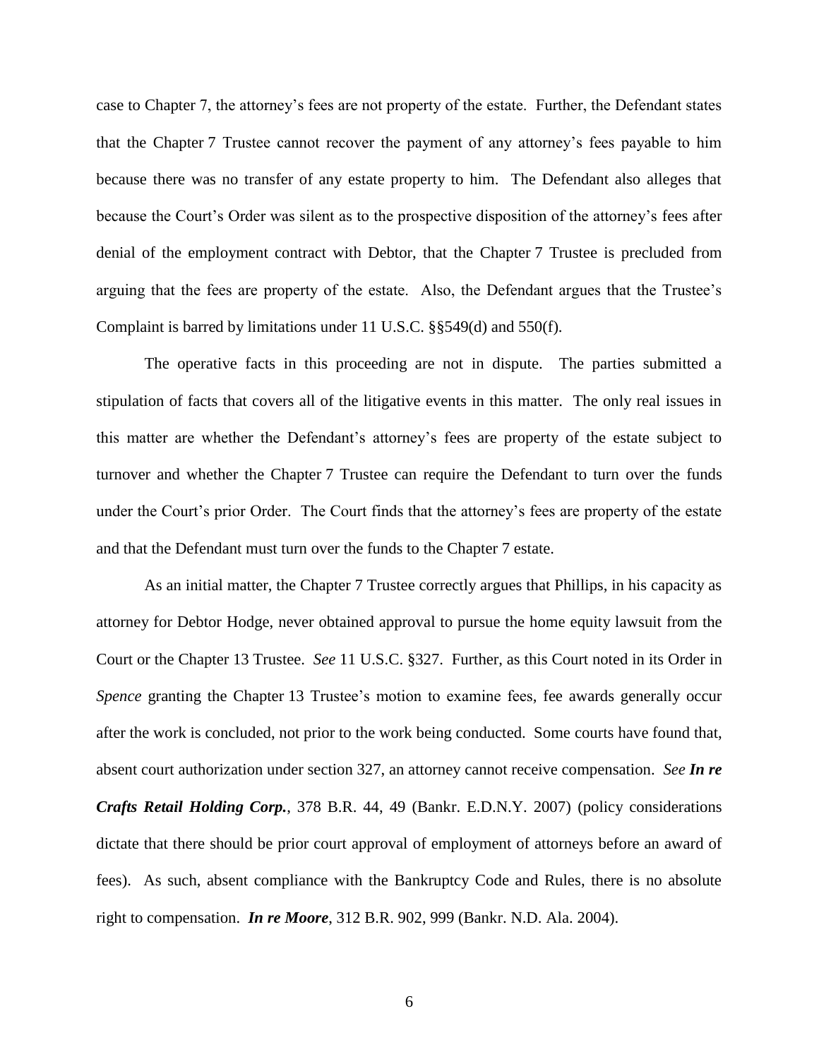case to Chapter 7, the attorney's fees are not property of the estate. Further, the Defendant states that the Chapter 7 Trustee cannot recover the payment of any attorney's fees payable to him because there was no transfer of any estate property to him. The Defendant also alleges that because the Court's Order was silent as to the prospective disposition of the attorney's fees after denial of the employment contract with Debtor, that the Chapter 7 Trustee is precluded from arguing that the fees are property of the estate. Also, the Defendant argues that the Trustee's Complaint is barred by limitations under 11 U.S.C. §§549(d) and 550(f).

The operative facts in this proceeding are not in dispute. The parties submitted a stipulation of facts that covers all of the litigative events in this matter. The only real issues in this matter are whether the Defendant's attorney's fees are property of the estate subject to turnover and whether the Chapter 7 Trustee can require the Defendant to turn over the funds under the Court's prior Order. The Court finds that the attorney's fees are property of the estate and that the Defendant must turn over the funds to the Chapter 7 estate.

As an initial matter, the Chapter 7 Trustee correctly argues that Phillips, in his capacity as attorney for Debtor Hodge, never obtained approval to pursue the home equity lawsuit from the Court or the Chapter 13 Trustee. *See* 11 U.S.C. §327. Further, as this Court noted in its Order in *Spence* granting the Chapter 13 Trustee's motion to examine fees, fee awards generally occur after the work is concluded, not prior to the work being conducted. Some courts have found that, absent court authorization under section 327, an attorney cannot receive compensation. *See* ***In re Crafts Retail Holding Corp.***, 378 B.R. 44, 49 (Bankr. E.D.N.Y. 2007) (policy considerations dictate that there should be prior court approval of employment of attorneys before an award of fees). As such, absent compliance with the Bankruptcy Code and Rules, there is no absolute right to compensation. ***In re Moore***, 312 B.R. 902, 999 (Bankr. N.D. Ala. 2004).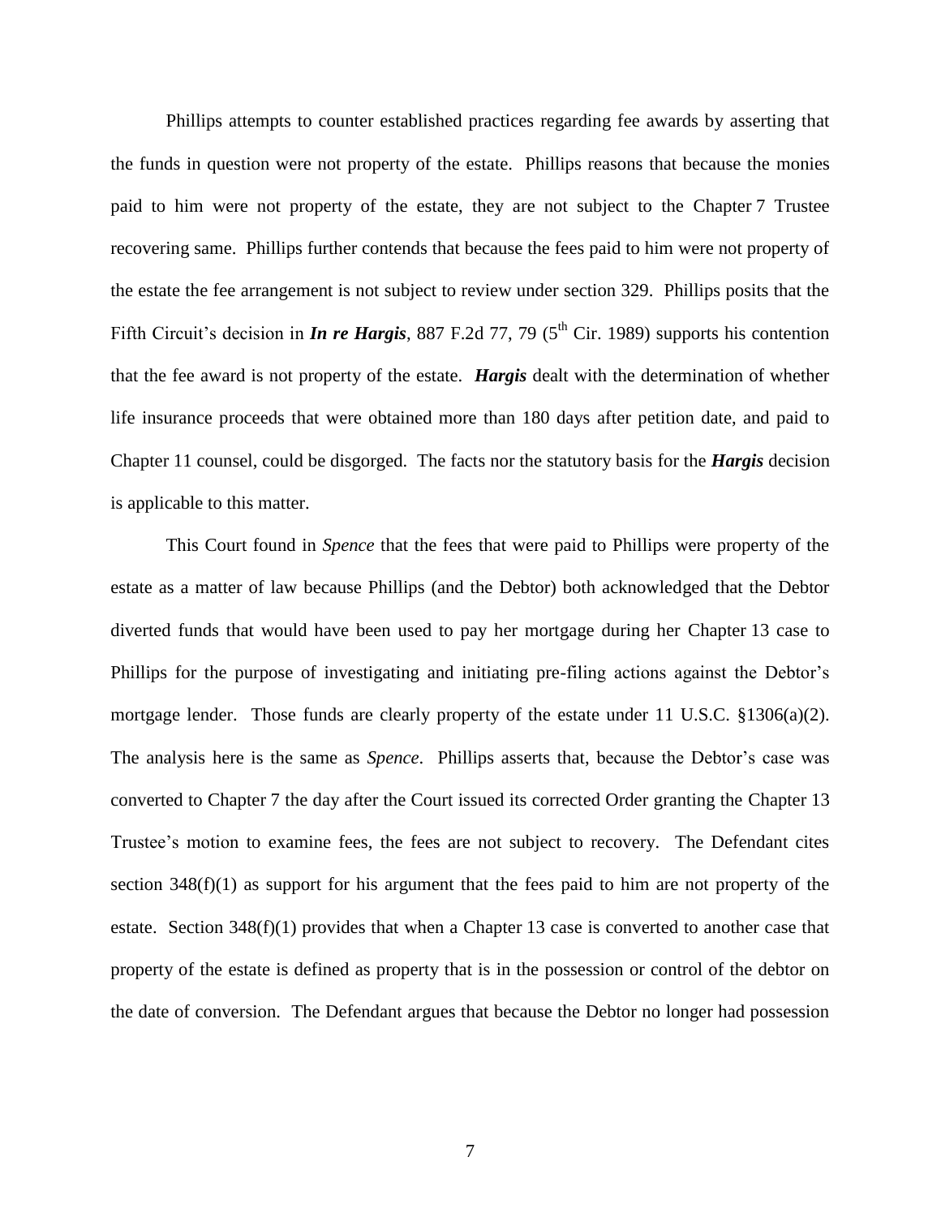Phillips attempts to counter established practices regarding fee awards by asserting that the funds in question were not property of the estate. Phillips reasons that because the monies paid to him were not property of the estate, they are not subject to the Chapter 7 Trustee recovering same. Phillips further contends that because the fees paid to him were not property of the estate the fee arrangement is not subject to review under section 329. Phillips posits that the Fifth Circuit's decision in ***In re Hargis***, 887 F.2d 77, 79 (5th Cir. 1989) supports his contention that the fee award is not property of the estate. ***Hargis*** dealt with the determination of whether life insurance proceeds that were obtained more than 180 days after petition date, and paid to Chapter 11 counsel, could be disgorged. The facts nor the statutory basis for the ***Hargis*** decision is applicable to this matter.

This Court found in *Spence* that the fees that were paid to Phillips were property of the estate as a matter of law because Phillips (and the Debtor) both acknowledged that the Debtor diverted funds that would have been used to pay her mortgage during her Chapter 13 case to Phillips for the purpose of investigating and initiating pre-filing actions against the Debtor's mortgage lender. Those funds are clearly property of the estate under 11 U.S.C. §1306(a)(2). The analysis here is the same as *Spence*. Phillips asserts that, because the Debtor's case was converted to Chapter 7 the day after the Court issued its corrected Order granting the Chapter 13 Trustee's motion to examine fees, the fees are not subject to recovery. The Defendant cites section 348(f)(1) as support for his argument that the fees paid to him are not property of the estate. Section 348(f)(1) provides that when a Chapter 13 case is converted to another case that property of the estate is defined as property that is in the possession or control of the debtor on the date of conversion. The Defendant argues that because the Debtor no longer had possession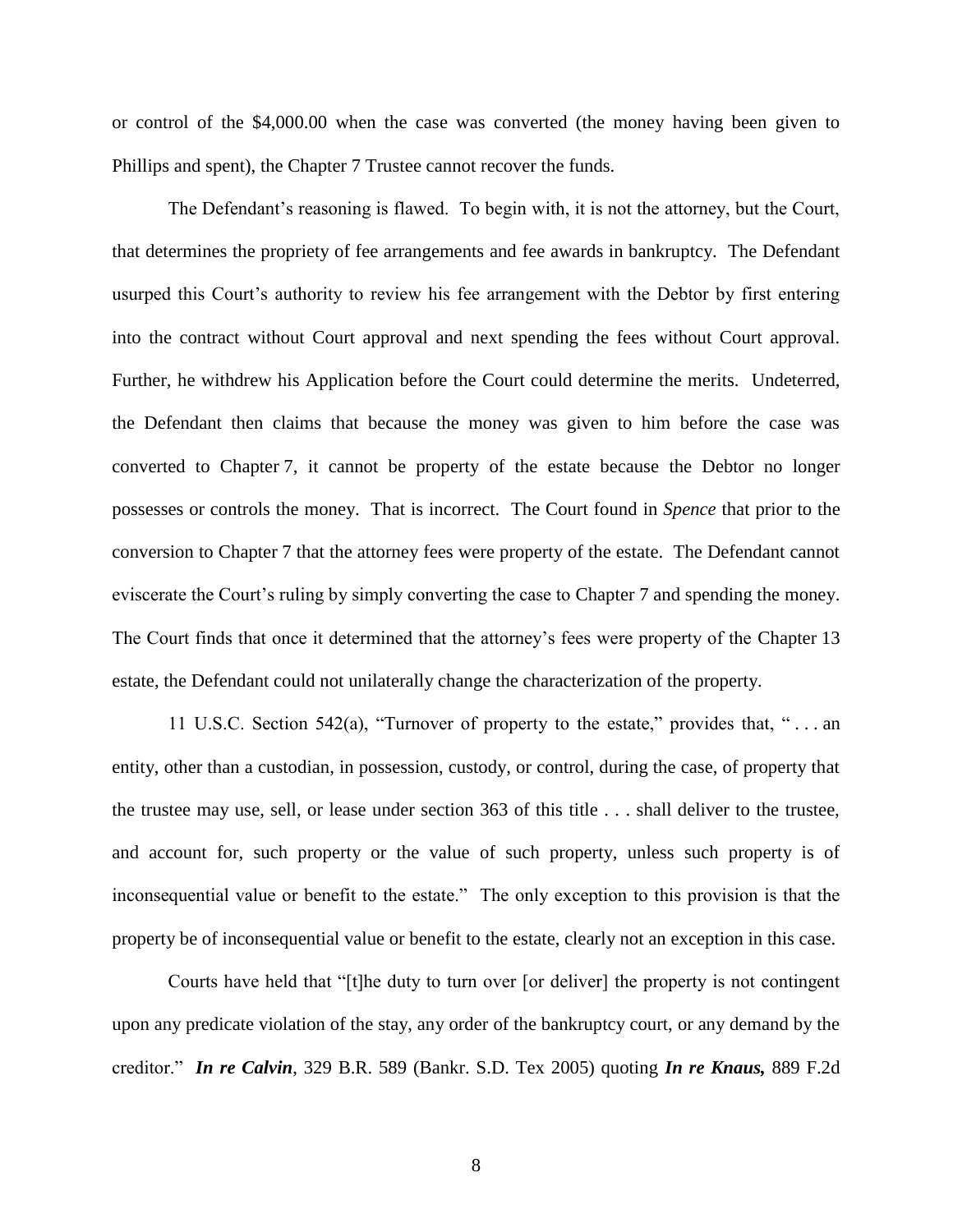or control of the $4,000.00 when the case was converted (the money having been given to Phillips and spent), the Chapter 7 Trustee cannot recover the funds.

The Defendant's reasoning is flawed. To begin with, it is not the attorney, but the Court, that determines the propriety of fee arrangements and fee awards in bankruptcy. The Defendant usurped this Court's authority to review his fee arrangement with the Debtor by first entering into the contract without Court approval and next spending the fees without Court approval. Further, he withdrew his Application before the Court could determine the merits. Undeterred, the Defendant then claims that because the money was given to him before the case was converted to Chapter 7, it cannot be property of the estate because the Debtor no longer possesses or controls the money. That is incorrect. The Court found in *Spence* that prior to the conversion to Chapter 7 that the attorney fees were property of the estate. The Defendant cannot eviscerate the Court's ruling by simply converting the case to Chapter 7 and spending the money. The Court finds that once it determined that the attorney's fees were property of the Chapter 13 estate, the Defendant could not unilaterally change the characterization of the property.

11 U.S.C. Section 542(a), "Turnover of property to the estate," provides that, " . . . an entity, other than a custodian, in possession, custody, or control, during the case, of property that the trustee may use, sell, or lease under section 363 of this title . . . shall deliver to the trustee, and account for, such property or the value of such property, unless such property is of inconsequential value or benefit to the estate." The only exception to this provision is that the property be of inconsequential value or benefit to the estate, clearly not an exception in this case.

Courts have held that "[t]he duty to turn over [or deliver] the property is not contingent upon any predicate violation of the stay, any order of the bankruptcy court, or any demand by the creditor." ***In re Calvin***, 329 B.R. 589 (Bankr. S.D. Tex 2005) quoting ***In re Knaus,*** 889 F.2d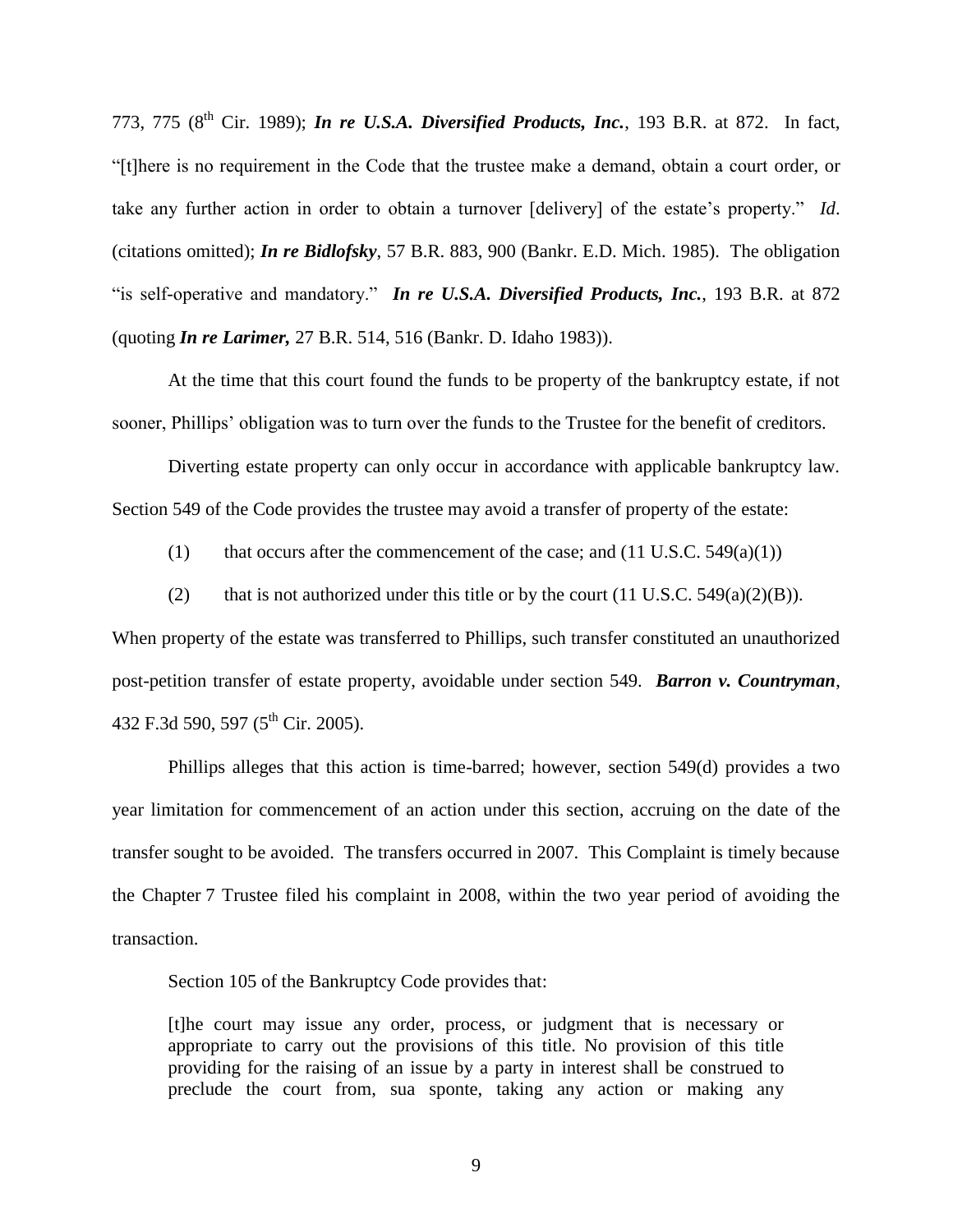773, 775 (8th Cir. 1989); ***In re U.S.A. Diversified Products, Inc.***, 193 B.R. at 872. In fact, "[t]here is no requirement in the Code that the trustee make a demand, obtain a court order, or take any further action in order to obtain a turnover [delivery] of the estate's property." *Id*. (citations omitted); ***In re Bidlofsky***, 57 B.R. 883, 900 (Bankr. E.D. Mich. 1985). The obligation "is self-operative and mandatory." ***In re U.S.A. Diversified Products, Inc.***, 193 B.R. at 872 (quoting ***In re Larimer,*** 27 B.R. 514, 516 (Bankr. D. Idaho 1983)).

At the time that this court found the funds to be property of the bankruptcy estate, if not sooner, Phillips' obligation was to turn over the funds to the Trustee for the benefit of creditors.

Diverting estate property can only occur in accordance with applicable bankruptcy law. Section 549 of the Code provides the trustee may avoid a transfer of property of the estate:

(1) that occurs after the commencement of the case; and (11 U.S.C. 549(a)(1))

(2) that is not authorized under this title or by the court (11 U.S.C. 549(a)(2)(B)).

When property of the estate was transferred to Phillips, such transfer constituted an unauthorized post-petition transfer of estate property, avoidable under section 549. ***Barron v. Countryman***, 432 F.3d 590, 597 (5th Cir. 2005).

Phillips alleges that this action is time-barred; however, section 549(d) provides a two year limitation for commencement of an action under this section, accruing on the date of the transfer sought to be avoided. The transfers occurred in 2007. This Complaint is timely because the Chapter 7 Trustee filed his complaint in 2008, within the two year period of avoiding the transaction.

Section 105 of the Bankruptcy Code provides that:

> [t]he court may issue any order, process, or judgment that is necessary or appropriate to carry out the provisions of this title. No provision of this title providing for the raising of an issue by a party in interest shall be construed to preclude the court from, sua sponte, taking any action or making any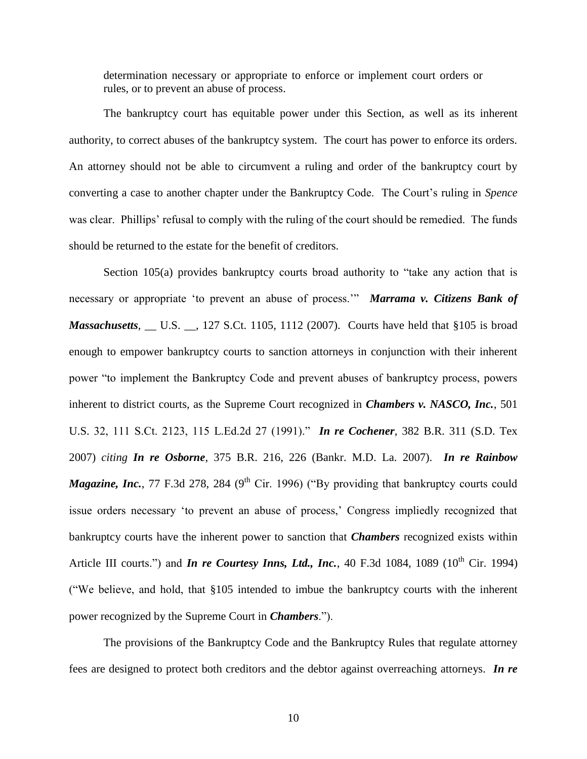determination necessary or appropriate to enforce or implement court orders or rules, or to prevent an abuse of process.

The bankruptcy court has equitable power under this Section, as well as its inherent authority, to correct abuses of the bankruptcy system. The court has power to enforce its orders. An attorney should not be able to circumvent a ruling and order of the bankruptcy court by converting a case to another chapter under the Bankruptcy Code. The Court's ruling in *Spence* was clear. Phillips' refusal to comply with the ruling of the court should be remedied. The funds should be returned to the estate for the benefit of creditors.

Section 105(a) provides bankruptcy courts broad authority to "take any action that is necessary or appropriate 'to prevent an abuse of process.'" ***Marrama v. Citizens Bank of Massachusetts***, __ U.S. __, 127 S.Ct. 1105, 1112 (2007). Courts have held that §105 is broad enough to empower bankruptcy courts to sanction attorneys in conjunction with their inherent power "to implement the Bankruptcy Code and prevent abuses of bankruptcy process, powers inherent to district courts, as the Supreme Court recognized in ***Chambers v. NASCO, Inc.***, 501 U.S. 32, 111 S.Ct. 2123, 115 L.Ed.2d 27 (1991)." ***In re Cochener***, 382 B.R. 311 (S.D. Tex 2007) *citing* ***In re Osborne***, 375 B.R. 216, 226 (Bankr. M.D. La. 2007). ***In re Rainbow Magazine, Inc.***, 77 F.3d 278, 284 (9th Cir. 1996) ("By providing that bankruptcy courts could issue orders necessary 'to prevent an abuse of process,' Congress impliedly recognized that bankruptcy courts have the inherent power to sanction that ***Chambers*** recognized exists within Article III courts.") and ***In re Courtesy Inns, Ltd., Inc.***, 40 F.3d 1084, 1089 (10th Cir. 1994) ("We believe, and hold, that §105 intended to imbue the bankruptcy courts with the inherent power recognized by the Supreme Court in ***Chambers***.").

The provisions of the Bankruptcy Code and the Bankruptcy Rules that regulate attorney fees are designed to protect both creditors and the debtor against overreaching attorneys. ***In re***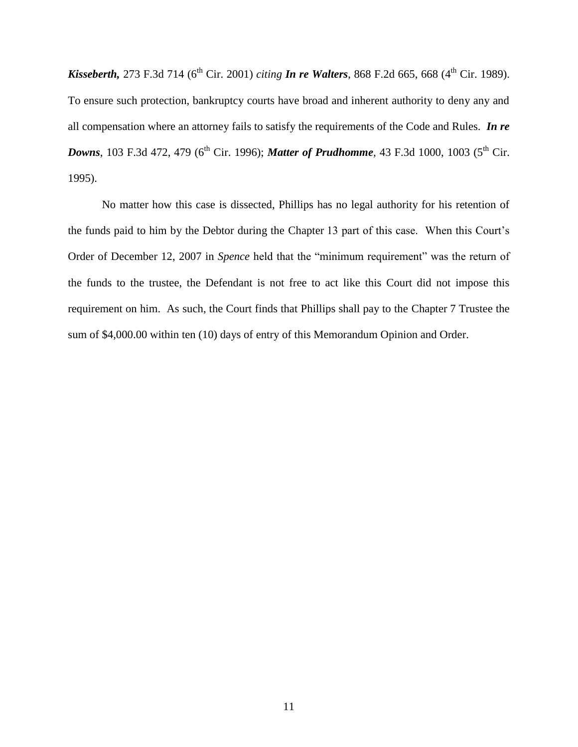***Kisseberth,*** 273 F.3d 714 (6th Cir. 2001) *citing* ***In re Walters***, 868 F.2d 665, 668 (4th Cir. 1989). To ensure such protection, bankruptcy courts have broad and inherent authority to deny any and all compensation where an attorney fails to satisfy the requirements of the Code and Rules. ***In re Downs***, 103 F.3d 472, 479 (6th Cir. 1996); ***Matter of Prudhomme***, 43 F.3d 1000, 1003 (5th Cir. 1995).

No matter how this case is dissected, Phillips has no legal authority for his retention of the funds paid to him by the Debtor during the Chapter 13 part of this case. When this Court's Order of December 12, 2007 in *Spence* held that the "minimum requirement" was the return of the funds to the trustee, the Defendant is not free to act like this Court did not impose this requirement on him. As such, the Court finds that Phillips shall pay to the Chapter 7 Trustee the sum of $4,000.00 within ten (10) days of entry of this Memorandum Opinion and Order.